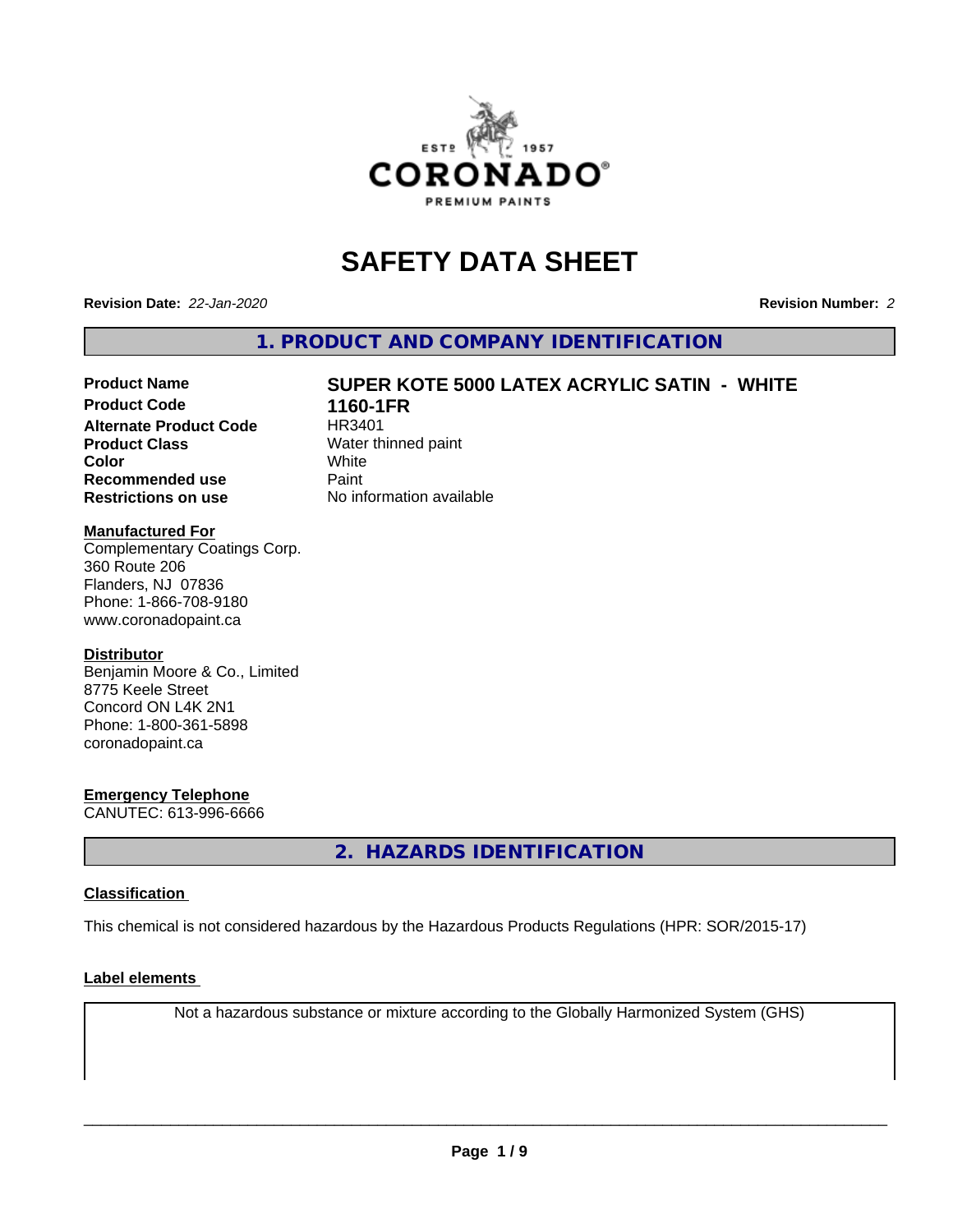# SAFETY DATA SHEET

**Revision Date:** *22-Jan-2020* **Revision Number:** *2*

## 1. PRODUCT AND COMPANY IDENTIFICATION

| | |
|---|---|
| **Product Name** | **SUPER KOTE 5000 LATEX ACRYLIC SATIN - WHITE** |
| **Product Code** | **1160-1FR** |
| **Alternate Product Code** | HR3401 |
| **Product Class** | Water thinned paint |
| **Color** | White |
| **Recommended use** | Paint |
| **Restrictions on use** | No information available |

**Manufactured For**
Complementary Coatings Corp.
360 Route 206
Flanders, NJ 07836
Phone: 1-866-708-9180
www.coronadopaint.ca

**Distributor**
Benjamin Moore & Co., Limited
8775 Keele Street
Concord ON L4K 2N1
Phone: 1-800-361-5898
coronadopaint.ca

**Emergency Telephone**
CANUTEC: 613-996-6666

## 2. HAZARDS IDENTIFICATION

**Classification**

This chemical is not considered hazardous by the Hazardous Products Regulations (HPR: SOR/2015-17)

**Label elements**

Not a hazardous substance or mixture according to the Globally Harmonized System (GHS)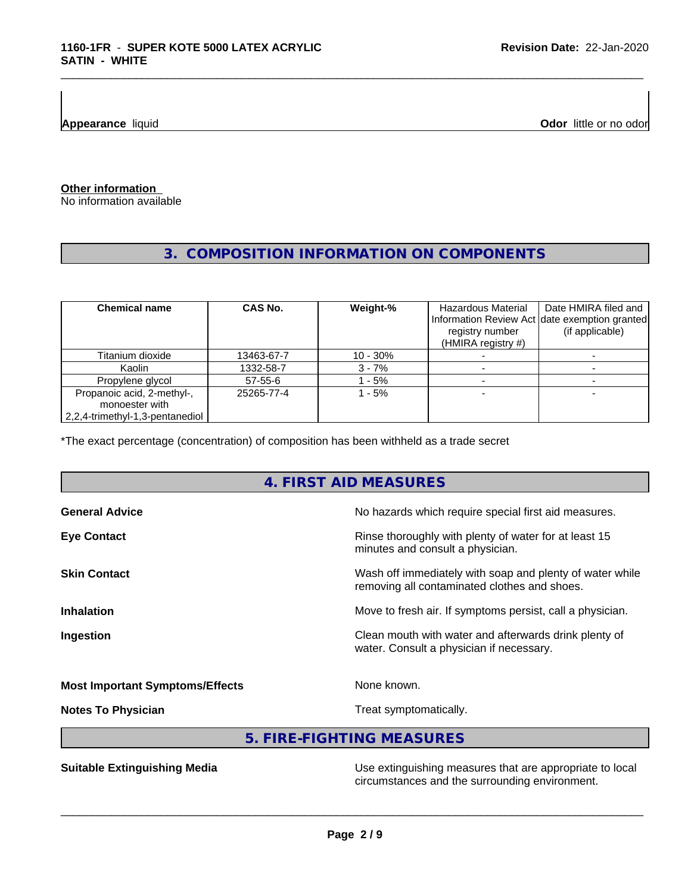**Appearance** liquid

**Odor** little or no odor

**Other information**
No information available

## 3. COMPOSITION INFORMATION ON COMPONENTS

| Chemical name | CAS No. | Weight-% | Hazardous Material Information Review Act registry number (HMIRA registry #) | Date HMIRA filed and date exemption granted (if applicable) |
|---|---|---|---|---|
| Titanium dioxide | 13463-67-7 | 10 - 30% | - | - |
| Kaolin | 1332-58-7 | 3 - 7% | - | - |
| Propylene glycol | 57-55-6 | 1 - 5% | - | - |
| Propanoic acid, 2-methyl-, monoester with 2,2,4-trimethyl-1,3-pentanediol | 25265-77-4 | 1 - 5% | - | - |

*The exact percentage (concentration) of composition has been withheld as a trade secret

## 4. FIRST AID MEASURES

**General Advice** No hazards which require special first aid measures.

**Eye Contact** Rinse thoroughly with plenty of water for at least 15 minutes and consult a physician.

**Skin Contact** Wash off immediately with soap and plenty of water while removing all contaminated clothes and shoes.

**Inhalation** Move to fresh air. If symptoms persist, call a physician.

**Ingestion** Clean mouth with water and afterwards drink plenty of water. Consult a physician if necessary.

**Most Important Symptoms/Effects** None known.

**Notes To Physician** Treat symptomatically.

## 5. FIRE-FIGHTING MEASURES

**Suitable Extinguishing Media** Use extinguishing measures that are appropriate to local circumstances and the surrounding environment.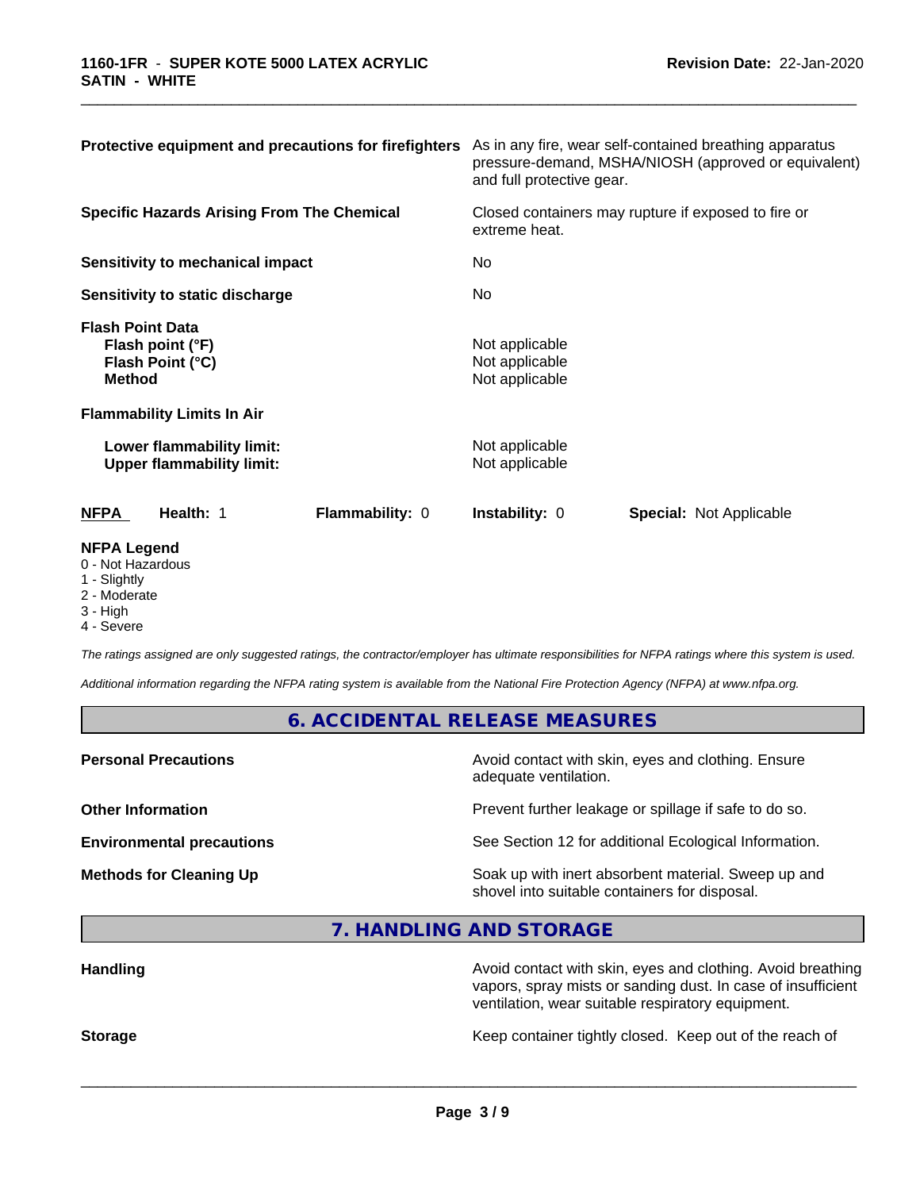| | |
|---|---|
| **Protective equipment and precautions for firefighters** | As in any fire, wear self-contained breathing apparatus pressure-demand, MSHA/NIOSH (approved or equivalent) and full protective gear. |
| **Specific Hazards Arising From The Chemical** | Closed containers may rupture if exposed to fire or extreme heat. |
| **Sensitivity to mechanical impact** | No |
| **Sensitivity to static discharge** | No |

**Flash Point Data**

| | |
|---|---|
| **Flash point (°F)** | Not applicable |
| **Flash Point (°C)** | Not applicable |
| **Method** | Not applicable |

**Flammability Limits In Air**

| | |
|---|---|
| **Lower flammability limit:** | Not applicable |
| **Upper flammability limit:** | Not applicable |

| **NFPA** | **Health:** 1 | **Flammability:** 0 | **Instability:** 0 | **Special:** Not Applicable |
|---|---|---|---|---|

**NFPA Legend**

- 0 - Not Hazardous
- 1 - Slightly
- 2 - Moderate
- 3 - High
- 4 - Severe

*The ratings assigned are only suggested ratings, the contractor/employer has ultimate responsibilities for NFPA ratings where this system is used.*

*Additional information regarding the NFPA rating system is available from the National Fire Protection Agency (NFPA) at www.nfpa.org.*

## 6. ACCIDENTAL RELEASE MEASURES

| | |
|---|---|
| **Personal Precautions** | Avoid contact with skin, eyes and clothing. Ensure adequate ventilation. |
| **Other Information** | Prevent further leakage or spillage if safe to do so. |
| **Environmental precautions** | See Section 12 for additional Ecological Information. |
| **Methods for Cleaning Up** | Soak up with inert absorbent material. Sweep up and shovel into suitable containers for disposal. |

## 7. HANDLING AND STORAGE

| | |
|---|---|
| **Handling** | Avoid contact with skin, eyes and clothing. Avoid breathing vapors, spray mists or sanding dust. In case of insufficient ventilation, wear suitable respiratory equipment. |
| **Storage** | Keep container tightly closed. Keep out of the reach of |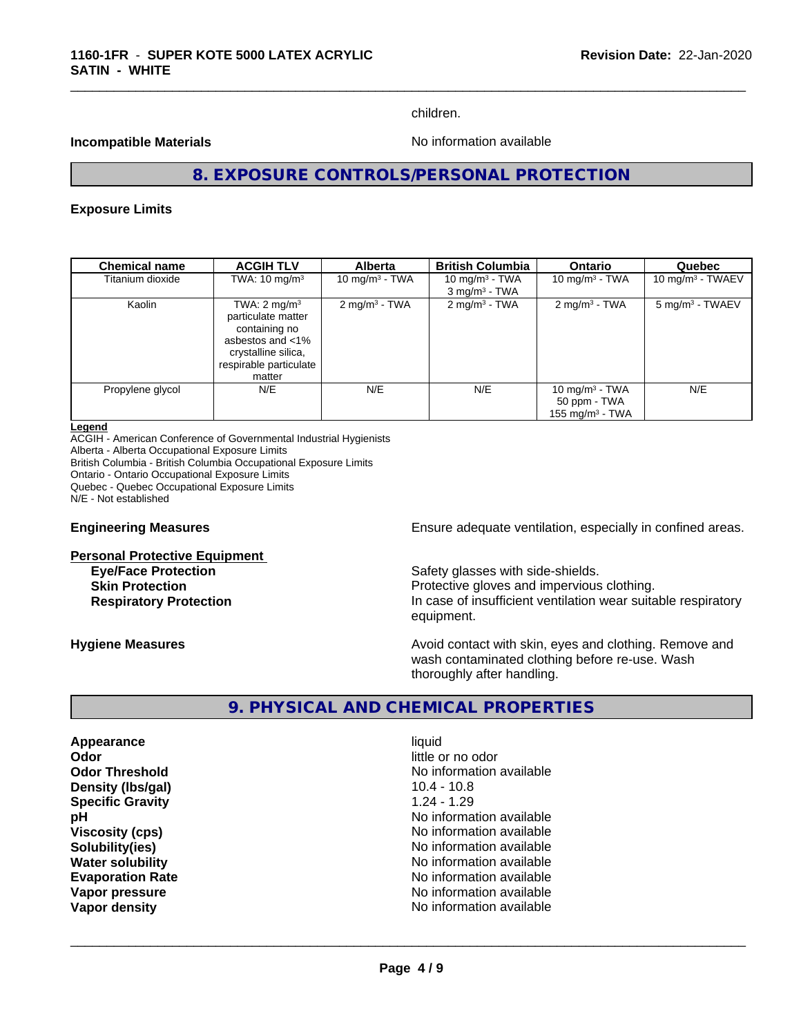children.

**Incompatible Materials** No information available

## 8. EXPOSURE CONTROLS/PERSONAL PROTECTION

### Exposure Limits

| Chemical name | ACGIH TLV | Alberta | British Columbia | Ontario | Quebec |
|---|---|---|---|---|---|
| Titanium dioxide | TWA: 10 mg/m³ | 10 mg/m³ - TWA | 10 mg/m³ - TWA<br>3 mg/m³ - TWA | 10 mg/m³ - TWA | 10 mg/m³ - TWAEV |
| Kaolin | TWA: 2 mg/m³ particulate matter containing no asbestos and <1% crystalline silica, respirable particulate matter | 2 mg/m³ - TWA | 2 mg/m³ - TWA | 2 mg/m³ - TWA | 5 mg/m³ - TWAEV |
| Propylene glycol | N/E | N/E | N/E | 10 mg/m³ - TWA<br>50 ppm - TWA<br>155 mg/m³ - TWA | N/E |

**Legend**
ACGIH - American Conference of Governmental Industrial Hygienists
Alberta - Alberta Occupational Exposure Limits
British Columbia - British Columbia Occupational Exposure Limits
Ontario - Ontario Occupational Exposure Limits
Quebec - Quebec Occupational Exposure Limits
N/E - Not established

**Engineering Measures** Ensure adequate ventilation, especially in confined areas.

**Personal Protective Equipment**

**Eye/Face Protection** Safety glasses with side-shields.
**Skin Protection** Protective gloves and impervious clothing.
**Respiratory Protection** In case of insufficient ventilation wear suitable respiratory equipment.

**Hygiene Measures** Avoid contact with skin, eyes and clothing. Remove and wash contaminated clothing before re-use. Wash thoroughly after handling.

## 9. PHYSICAL AND CHEMICAL PROPERTIES

**Appearance** liquid
**Odor** little or no odor
**Odor Threshold** No information available
**Density (lbs/gal)** 10.4 - 10.8
**Specific Gravity** 1.24 - 1.29
**pH** No information available
**Viscosity (cps)** No information available
**Solubility(ies)** No information available
**Water solubility** No information available
**Evaporation Rate** No information available
**Vapor pressure** No information available
**Vapor density** No information available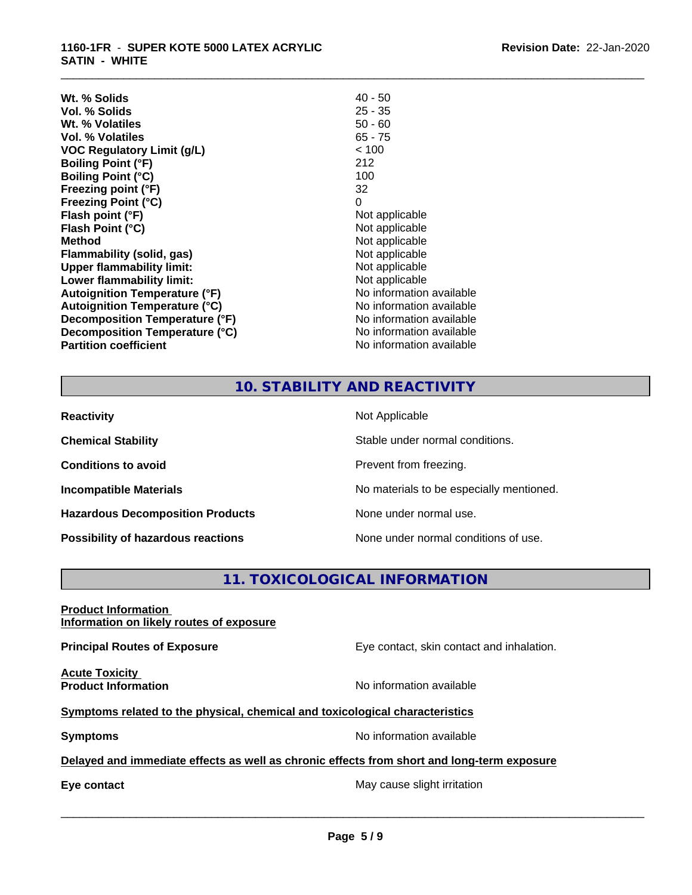| | |
|---|---|
| **Wt. % Solids** | 40 - 50 |
| **Vol. % Solids** | 25 - 35 |
| **Wt. % Volatiles** | 50 - 60 |
| **Vol. % Volatiles** | 65 - 75 |
| **VOC Regulatory Limit (g/L)** | < 100 |
| **Boiling Point (°F)** | 212 |
| **Boiling Point (°C)** | 100 |
| **Freezing point (°F)** | 32 |
| **Freezing Point (°C)** | 0 |
| **Flash point (°F)** | Not applicable |
| **Flash Point (°C)** | Not applicable |
| **Method** | Not applicable |
| **Flammability (solid, gas)** | Not applicable |
| **Upper flammability limit:** | Not applicable |
| **Lower flammability limit:** | Not applicable |
| **Autoignition Temperature (°F)** | No information available |
| **Autoignition Temperature (°C)** | No information available |
| **Decomposition Temperature (°F)** | No information available |
| **Decomposition Temperature (°C)** | No information available |
| **Partition coefficient** | No information available |

## 10. STABILITY AND REACTIVITY

| | |
|---|---|
| **Reactivity** | Not Applicable |
| **Chemical Stability** | Stable under normal conditions. |
| **Conditions to avoid** | Prevent from freezing. |
| **Incompatible Materials** | No materials to be especially mentioned. |
| **Hazardous Decomposition Products** | None under normal use. |
| **Possibility of hazardous reactions** | None under normal conditions of use. |

## 11. TOXICOLOGICAL INFORMATION

**Product Information**
**Information on likely routes of exposure**

**Principal Routes of Exposure** — Eye contact, skin contact and inhalation.

**Acute Toxicity**
**Product Information** — No information available

**Symptoms related to the physical, chemical and toxicological characteristics**

**Symptoms** — No information available

**Delayed and immediate effects as well as chronic effects from short and long-term exposure**

**Eye contact** — May cause slight irritation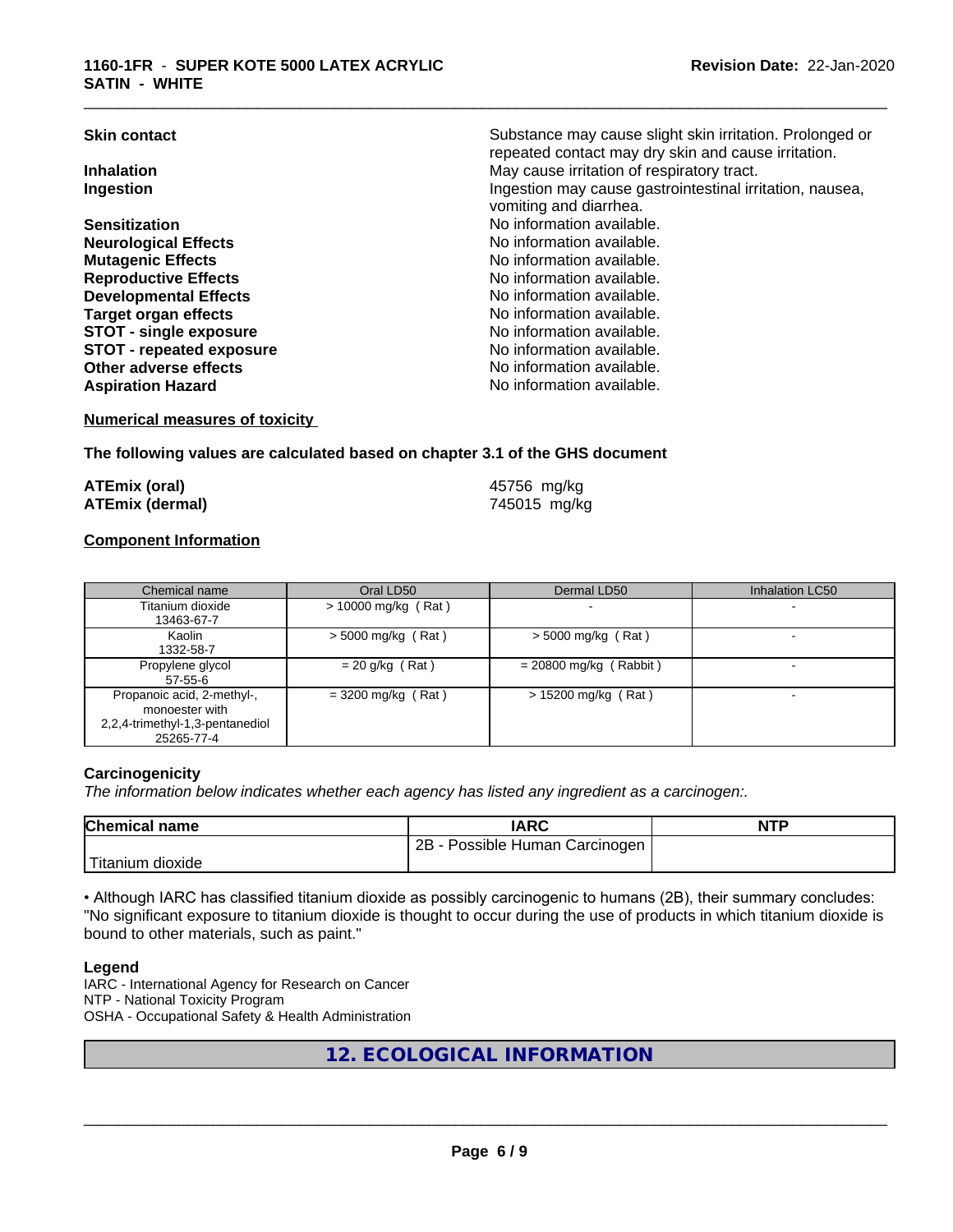| | |
|---|---|
| **Skin contact** | Substance may cause slight skin irritation. Prolonged or repeated contact may dry skin and cause irritation. |
| **Inhalation** | May cause irritation of respiratory tract. |
| **Ingestion** | Ingestion may cause gastrointestinal irritation, nausea, vomiting and diarrhea. |
| **Sensitization** | No information available. |
| **Neurological Effects** | No information available. |
| **Mutagenic Effects** | No information available. |
| **Reproductive Effects** | No information available. |
| **Developmental Effects** | No information available. |
| **Target organ effects** | No information available. |
| **STOT - single exposure** | No information available. |
| **STOT - repeated exposure** | No information available. |
| **Other adverse effects** | No information available. |
| **Aspiration Hazard** | No information available. |

**Numerical measures of toxicity**

**The following values are calculated based on chapter 3.1 of the GHS document**

| | |
|---|---|
| **ATEmix (oral)** | 45756 mg/kg |
| **ATEmix (dermal)** | 745015 mg/kg |

**Component Information**

| Chemical name | Oral LD50 | Dermal LD50 | Inhalation LC50 |
|---|---|---|---|
| Titanium dioxide<br>13463-67-7 | > 10000 mg/kg ( Rat ) | - | - |
| Kaolin<br>1332-58-7 | > 5000 mg/kg ( Rat ) | > 5000 mg/kg ( Rat ) | - |
| Propylene glycol<br>57-55-6 | = 20 g/kg ( Rat ) | = 20800 mg/kg ( Rabbit ) | - |
| Propanoic acid, 2-methyl-, monoester with 2,2,4-trimethyl-1,3-pentanediol<br>25265-77-4 | = 3200 mg/kg ( Rat ) | > 15200 mg/kg ( Rat ) | - |

### Carcinogenicity

*The information below indicates whether each agency has listed any ingredient as a carcinogen:.*

| Chemical name | IARC | NTP |
|---|---|---|
| Titanium dioxide | 2B - Possible Human Carcinogen | |

• Although IARC has classified titanium dioxide as possibly carcinogenic to humans (2B), their summary concludes: "No significant exposure to titanium dioxide is thought to occur during the use of products in which titanium dioxide is bound to other materials, such as paint."

**Legend**

IARC - International Agency for Research on Cancer
NTP - National Toxicity Program
OSHA - Occupational Safety & Health Administration

## 12. ECOLOGICAL INFORMATION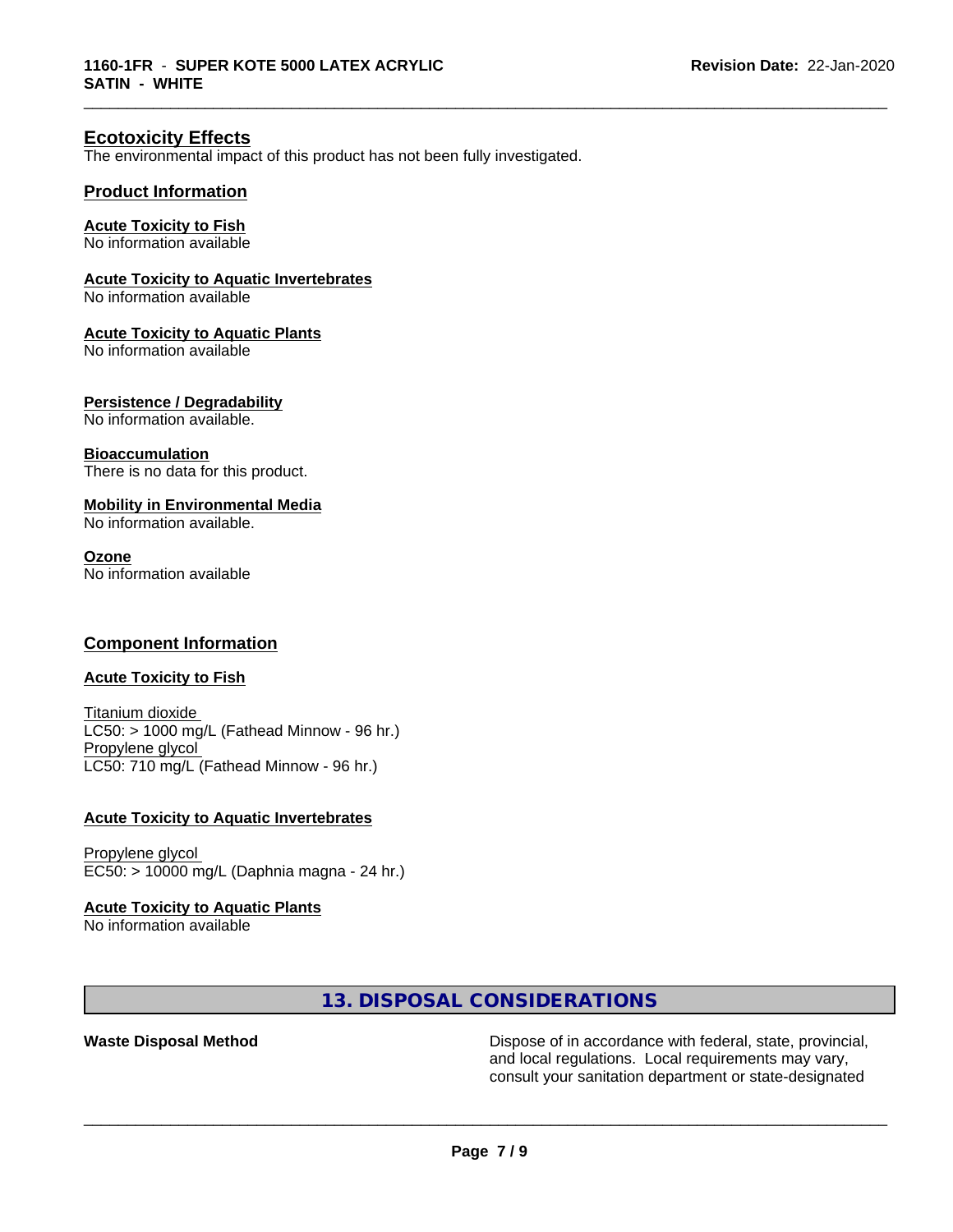## Ecotoxicity Effects

The environmental impact of this product has not been fully investigated.

### Product Information

**Acute Toxicity to Fish**
No information available

**Acute Toxicity to Aquatic Invertebrates**
No information available

**Acute Toxicity to Aquatic Plants**
No information available

**Persistence / Degradability**
No information available.

**Bioaccumulation**
There is no data for this product.

**Mobility in Environmental Media**
No information available.

**Ozone**
No information available

### Component Information

**Acute Toxicity to Fish**

Titanium dioxide
LC50: > 1000 mg/L (Fathead Minnow - 96 hr.)
Propylene glycol
LC50: 710 mg/L (Fathead Minnow - 96 hr.)

**Acute Toxicity to Aquatic Invertebrates**

Propylene glycol
EC50: > 10000 mg/L (Daphnia magna - 24 hr.)

**Acute Toxicity to Aquatic Plants**
No information available

## 13. DISPOSAL CONSIDERATIONS

**Waste Disposal Method** Dispose of in accordance with federal, state, provincial, and local regulations. Local requirements may vary, consult your sanitation department or state-designated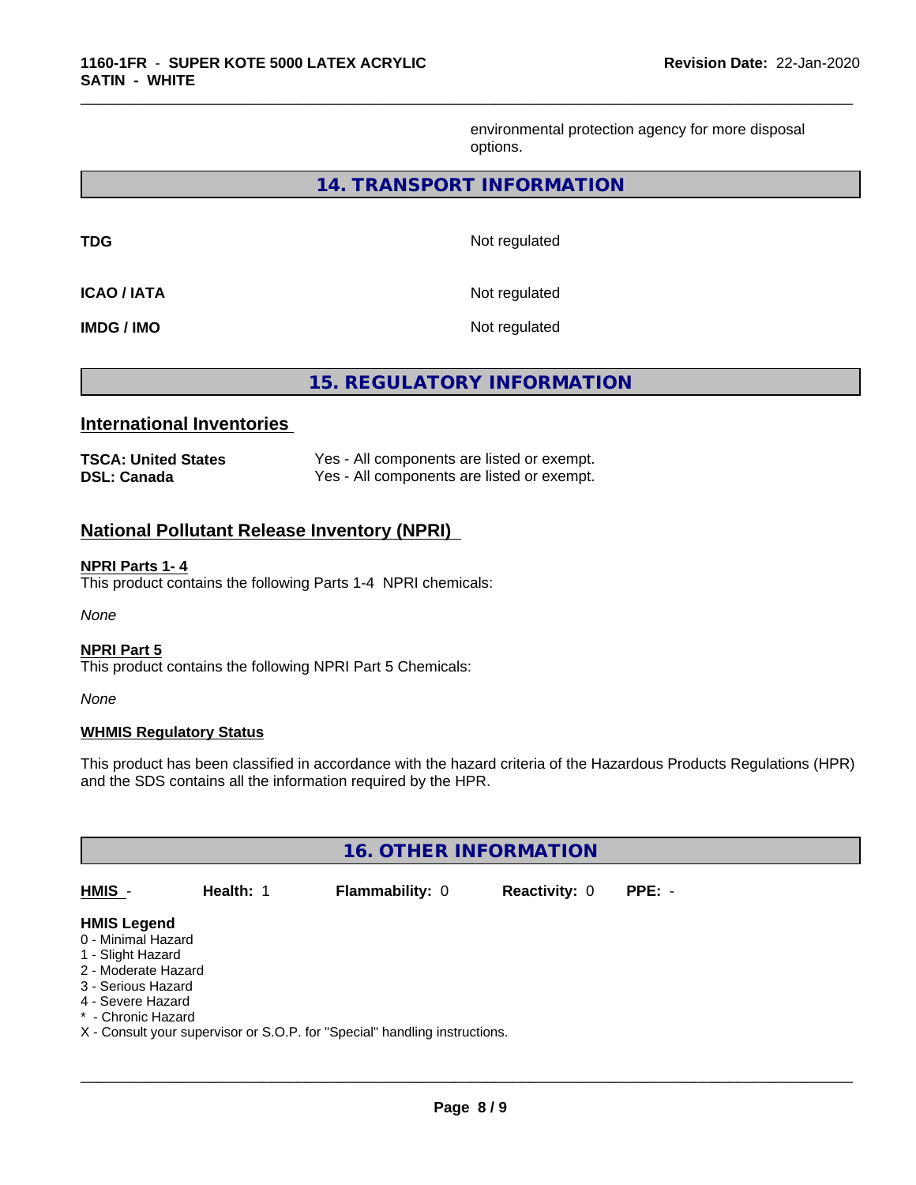environmental protection agency for more disposal options.

## 14. TRANSPORT INFORMATION

| | |
|---|---|
| **TDG** | Not regulated |
| **ICAO / IATA** | Not regulated |
| **IMDG / IMO** | Not regulated |

## 15. REGULATORY INFORMATION

### International Inventories

| | |
|---|---|
| **TSCA: United States** | Yes - All components are listed or exempt. |
| **DSL: Canada** | Yes - All components are listed or exempt. |

### National Pollutant Release Inventory (NPRI)

**NPRI Parts 1- 4**

This product contains the following Parts 1-4 NPRI chemicals:

*None*

**NPRI Part 5**

This product contains the following NPRI Part 5 Chemicals:

*None*

**WHMIS Regulatory Status**

This product has been classified in accordance with the hazard criteria of the Hazardous Products Regulations (HPR) and the SDS contains all the information required by the HPR.

## 16. OTHER INFORMATION

| **HMIS** - | **Health:** 1 | **Flammability:** 0 | **Reactivity:** 0 | **PPE:** - |
|---|---|---|---|---|

**HMIS Legend**

0 - Minimal Hazard
1 - Slight Hazard
2 - Moderate Hazard
3 - Serious Hazard
4 - Severe Hazard
* - Chronic Hazard
X - Consult your supervisor or S.O.P. for "Special" handling instructions.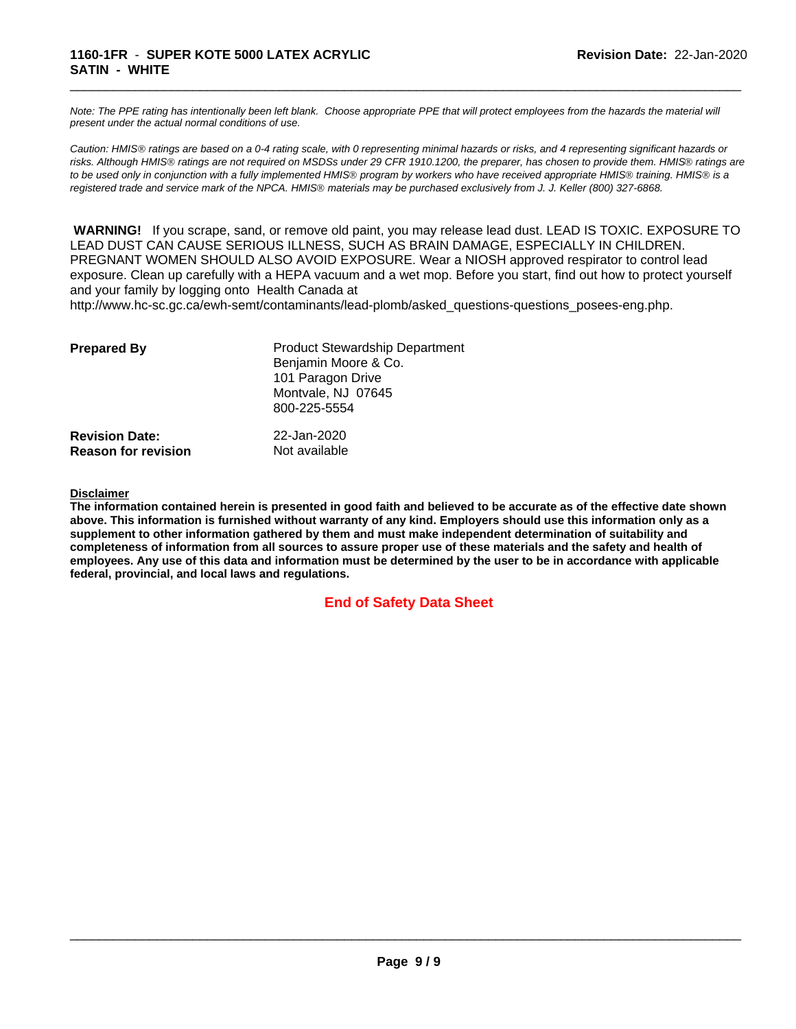*Note: The PPE rating has intentionally been left blank. Choose appropriate PPE that will protect employees from the hazards the material will present under the actual normal conditions of use.*

*Caution: HMIS® ratings are based on a 0-4 rating scale, with 0 representing minimal hazards or risks, and 4 representing significant hazards or risks. Although HMIS® ratings are not required on MSDSs under 29 CFR 1910.1200, the preparer, has chosen to provide them. HMIS® ratings are to be used only in conjunction with a fully implemented HMIS® program by workers who have received appropriate HMIS® training. HMIS® is a registered trade and service mark of the NPCA. HMIS® materials may be purchased exclusively from J. J. Keller (800) 327-6868.*

**WARNING!** If you scrape, sand, or remove old paint, you may release lead dust. LEAD IS TOXIC. EXPOSURE TO LEAD DUST CAN CAUSE SERIOUS ILLNESS, SUCH AS BRAIN DAMAGE, ESPECIALLY IN CHILDREN. PREGNANT WOMEN SHOULD ALSO AVOID EXPOSURE. Wear a NIOSH approved respirator to control lead exposure. Clean up carefully with a HEPA vacuum and a wet mop. Before you start, find out how to protect yourself and your family by logging onto Health Canada at http://www.hc-sc.gc.ca/ewh-semt/contaminants/lead-plomb/asked_questions-questions_posees-eng.php.

| | |
|---|---|
| **Prepared By** | Product Stewardship Department<br>Benjamin Moore & Co.<br>101 Paragon Drive<br>Montvale, NJ 07645<br>800-225-5554 |
| **Revision Date:** | 22-Jan-2020 |
| **Reason for revision** | Not available |

**Disclaimer**

**The information contained herein is presented in good faith and believed to be accurate as of the effective date shown above. This information is furnished without warranty of any kind. Employers should use this information only as a supplement to other information gathered by them and must make independent determination of suitability and completeness of information from all sources to assure proper use of these materials and the safety and health of employees. Any use of this data and information must be determined by the user to be in accordance with applicable federal, provincial, and local laws and regulations.**

**End of Safety Data Sheet**